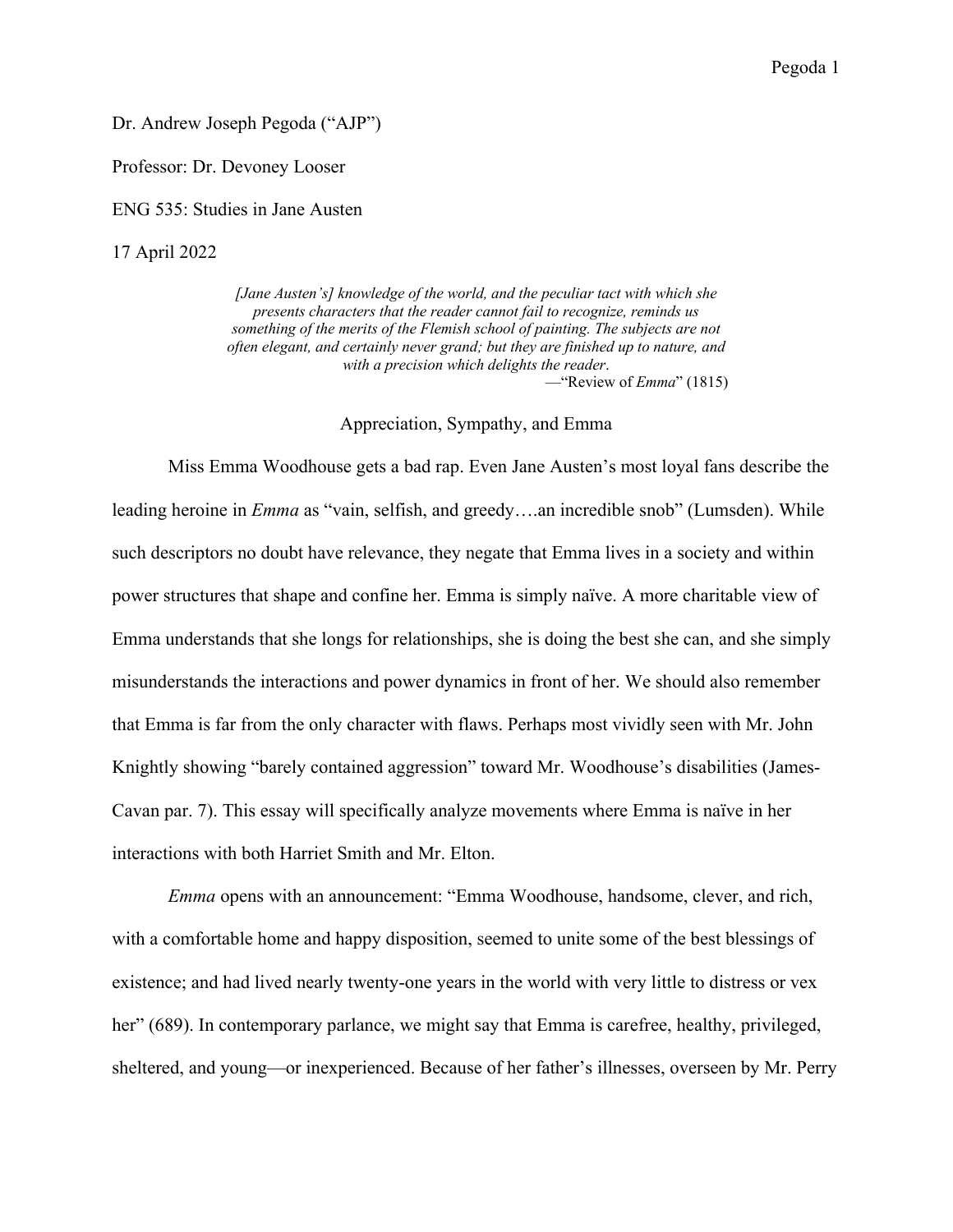Dr. Andrew Joseph Pegoda ("AJP")

Professor: Dr. Devoney Looser

ENG 535: Studies in Jane Austen

17 April 2022

> *[Jane Austen's] knowledge of the world, and the peculiar tact with which she presents characters that the reader cannot fail to recognize, reminds us something of the merits of the Flemish school of painting. The subjects are not often elegant, and certainly never grand; but they are finished up to nature, and with a precision which delights the reader*.
>
> —"Review of *Emma*" (1815)

Appreciation, Sympathy, and Emma

Miss Emma Woodhouse gets a bad rap. Even Jane Austen's most loyal fans describe the leading heroine in *Emma* as "vain, selfish, and greedy….an incredible snob" (Lumsden). While such descriptors no doubt have relevance, they negate that Emma lives in a society and within power structures that shape and confine her. Emma is simply naïve. A more charitable view of Emma understands that she longs for relationships, she is doing the best she can, and she simply misunderstands the interactions and power dynamics in front of her. We should also remember that Emma is far from the only character with flaws. Perhaps most vividly seen with Mr. John Knightly showing "barely contained aggression" toward Mr. Woodhouse's disabilities (James-Cavan par. 7). This essay will specifically analyze movements where Emma is naïve in her interactions with both Harriet Smith and Mr. Elton.

*Emma* opens with an announcement: "Emma Woodhouse, handsome, clever, and rich, with a comfortable home and happy disposition, seemed to unite some of the best blessings of existence; and had lived nearly twenty-one years in the world with very little to distress or vex her" (689). In contemporary parlance, we might say that Emma is carefree, healthy, privileged, sheltered, and young—or inexperienced. Because of her father's illnesses, overseen by Mr. Perry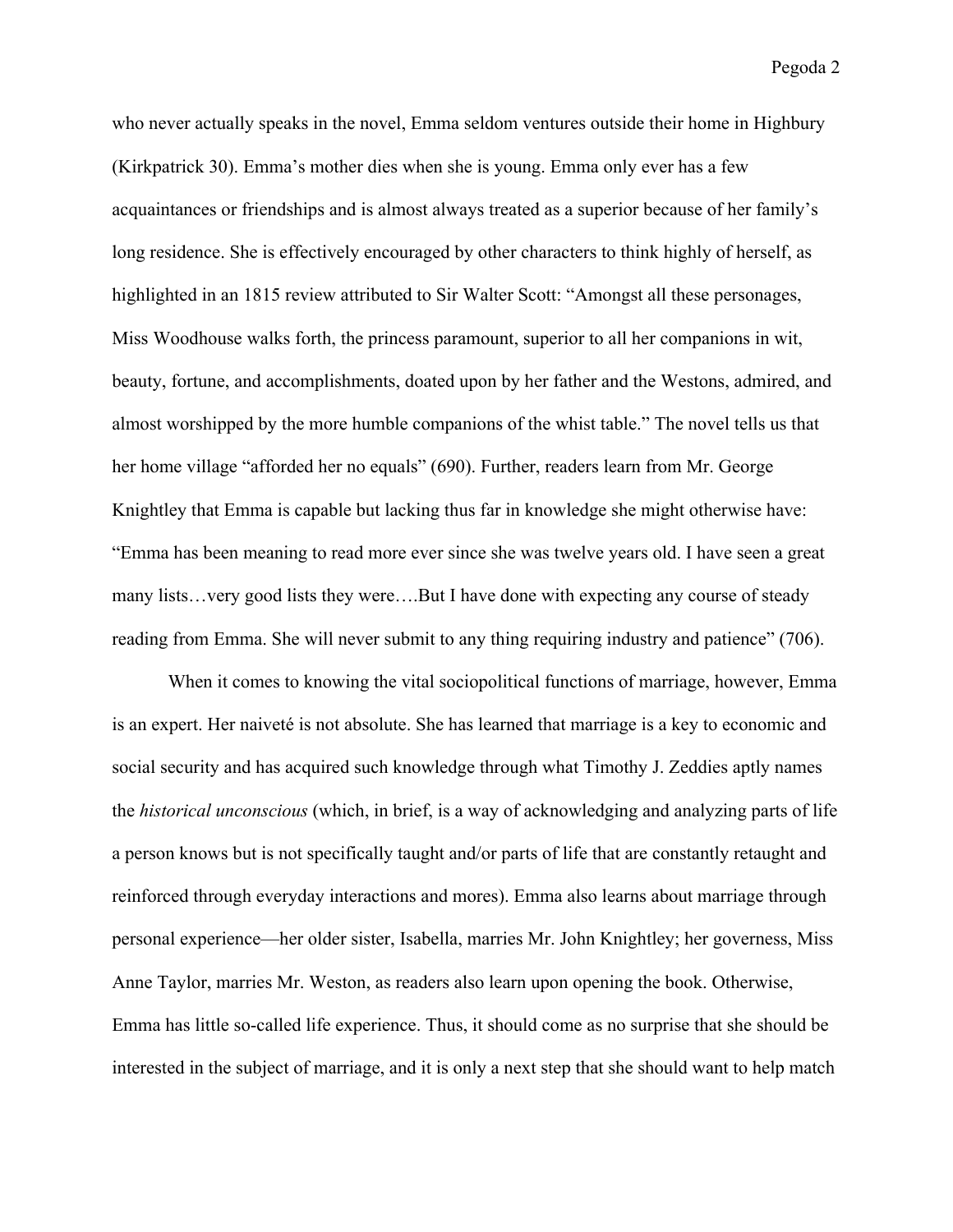who never actually speaks in the novel, Emma seldom ventures outside their home in Highbury (Kirkpatrick 30). Emma's mother dies when she is young. Emma only ever has a few acquaintances or friendships and is almost always treated as a superior because of her family's long residence. She is effectively encouraged by other characters to think highly of herself, as highlighted in an 1815 review attributed to Sir Walter Scott: "Amongst all these personages, Miss Woodhouse walks forth, the princess paramount, superior to all her companions in wit, beauty, fortune, and accomplishments, doated upon by her father and the Westons, admired, and almost worshipped by the more humble companions of the whist table." The novel tells us that her home village "afforded her no equals" (690). Further, readers learn from Mr. George Knightley that Emma is capable but lacking thus far in knowledge she might otherwise have: "Emma has been meaning to read more ever since she was twelve years old. I have seen a great many lists…very good lists they were….But I have done with expecting any course of steady reading from Emma. She will never submit to any thing requiring industry and patience" (706).

When it comes to knowing the vital sociopolitical functions of marriage, however, Emma is an expert. Her naiveté is not absolute. She has learned that marriage is a key to economic and social security and has acquired such knowledge through what Timothy J. Zeddies aptly names the *historical unconscious* (which, in brief, is a way of acknowledging and analyzing parts of life a person knows but is not specifically taught and/or parts of life that are constantly retaught and reinforced through everyday interactions and mores). Emma also learns about marriage through personal experience—her older sister, Isabella, marries Mr. John Knightley; her governess, Miss Anne Taylor, marries Mr. Weston, as readers also learn upon opening the book. Otherwise, Emma has little so-called life experience. Thus, it should come as no surprise that she should be interested in the subject of marriage, and it is only a next step that she should want to help match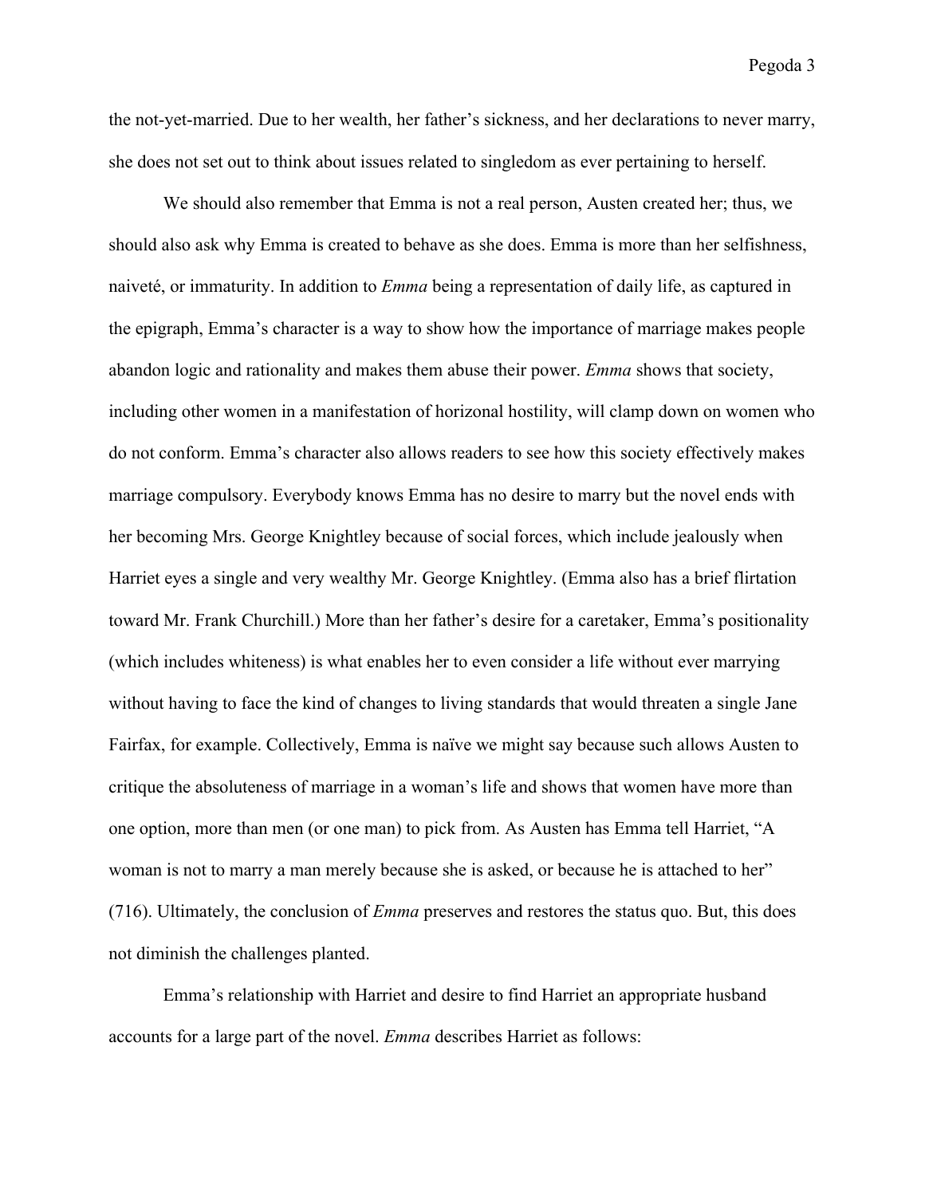the not-yet-married. Due to her wealth, her father's sickness, and her declarations to never marry, she does not set out to think about issues related to singledom as ever pertaining to herself.

We should also remember that Emma is not a real person, Austen created her; thus, we should also ask why Emma is created to behave as she does. Emma is more than her selfishness, naiveté, or immaturity. In addition to *Emma* being a representation of daily life, as captured in the epigraph, Emma's character is a way to show how the importance of marriage makes people abandon logic and rationality and makes them abuse their power. *Emma* shows that society, including other women in a manifestation of horizonal hostility, will clamp down on women who do not conform. Emma's character also allows readers to see how this society effectively makes marriage compulsory. Everybody knows Emma has no desire to marry but the novel ends with her becoming Mrs. George Knightley because of social forces, which include jealously when Harriet eyes a single and very wealthy Mr. George Knightley. (Emma also has a brief flirtation toward Mr. Frank Churchill.) More than her father's desire for a caretaker, Emma's positionality (which includes whiteness) is what enables her to even consider a life without ever marrying without having to face the kind of changes to living standards that would threaten a single Jane Fairfax, for example. Collectively, Emma is naïve we might say because such allows Austen to critique the absoluteness of marriage in a woman's life and shows that women have more than one option, more than men (or one man) to pick from. As Austen has Emma tell Harriet, "A woman is not to marry a man merely because she is asked, or because he is attached to her" (716). Ultimately, the conclusion of *Emma* preserves and restores the status quo. But, this does not diminish the challenges planted.

Emma's relationship with Harriet and desire to find Harriet an appropriate husband accounts for a large part of the novel. *Emma* describes Harriet as follows: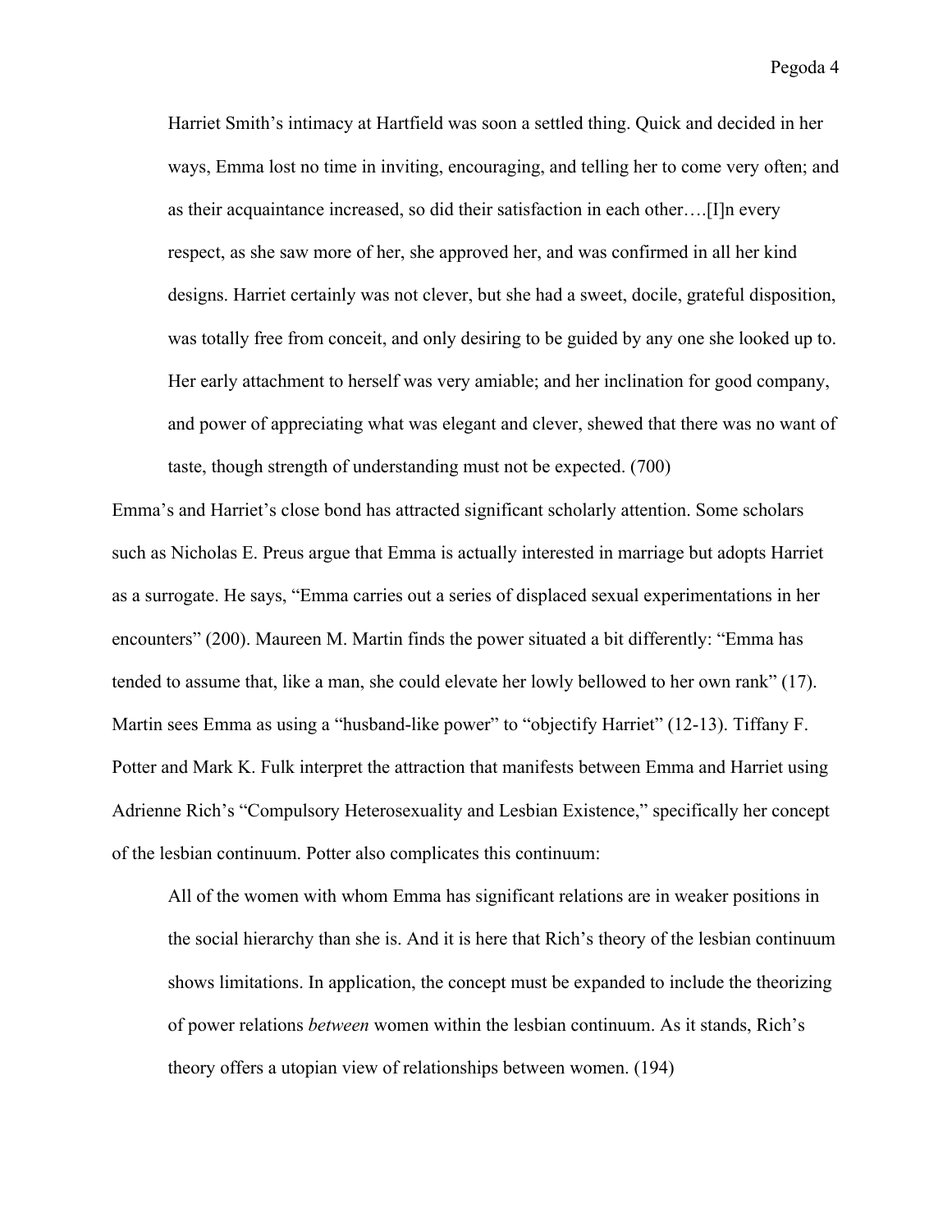> Harriet Smith's intimacy at Hartfield was soon a settled thing. Quick and decided in her ways, Emma lost no time in inviting, encouraging, and telling her to come very often; and as their acquaintance increased, so did their satisfaction in each other….[I]n every respect, as she saw more of her, she approved her, and was confirmed in all her kind designs. Harriet certainly was not clever, but she had a sweet, docile, grateful disposition, was totally free from conceit, and only desiring to be guided by any one she looked up to. Her early attachment to herself was very amiable; and her inclination for good company, and power of appreciating what was elegant and clever, shewed that there was no want of taste, though strength of understanding must not be expected. (700)

Emma's and Harriet's close bond has attracted significant scholarly attention. Some scholars such as Nicholas E. Preus argue that Emma is actually interested in marriage but adopts Harriet as a surrogate. He says, "Emma carries out a series of displaced sexual experimentations in her encounters" (200). Maureen M. Martin finds the power situated a bit differently: "Emma has tended to assume that, like a man, she could elevate her lowly bellowed to her own rank" (17). Martin sees Emma as using a "husband-like power" to "objectify Harriet" (12-13). Tiffany F. Potter and Mark K. Fulk interpret the attraction that manifests between Emma and Harriet using Adrienne Rich's "Compulsory Heterosexuality and Lesbian Existence," specifically her concept of the lesbian continuum. Potter also complicates this continuum:

> All of the women with whom Emma has significant relations are in weaker positions in the social hierarchy than she is. And it is here that Rich's theory of the lesbian continuum shows limitations. In application, the concept must be expanded to include the theorizing of power relations *between* women within the lesbian continuum. As it stands, Rich's theory offers a utopian view of relationships between women. (194)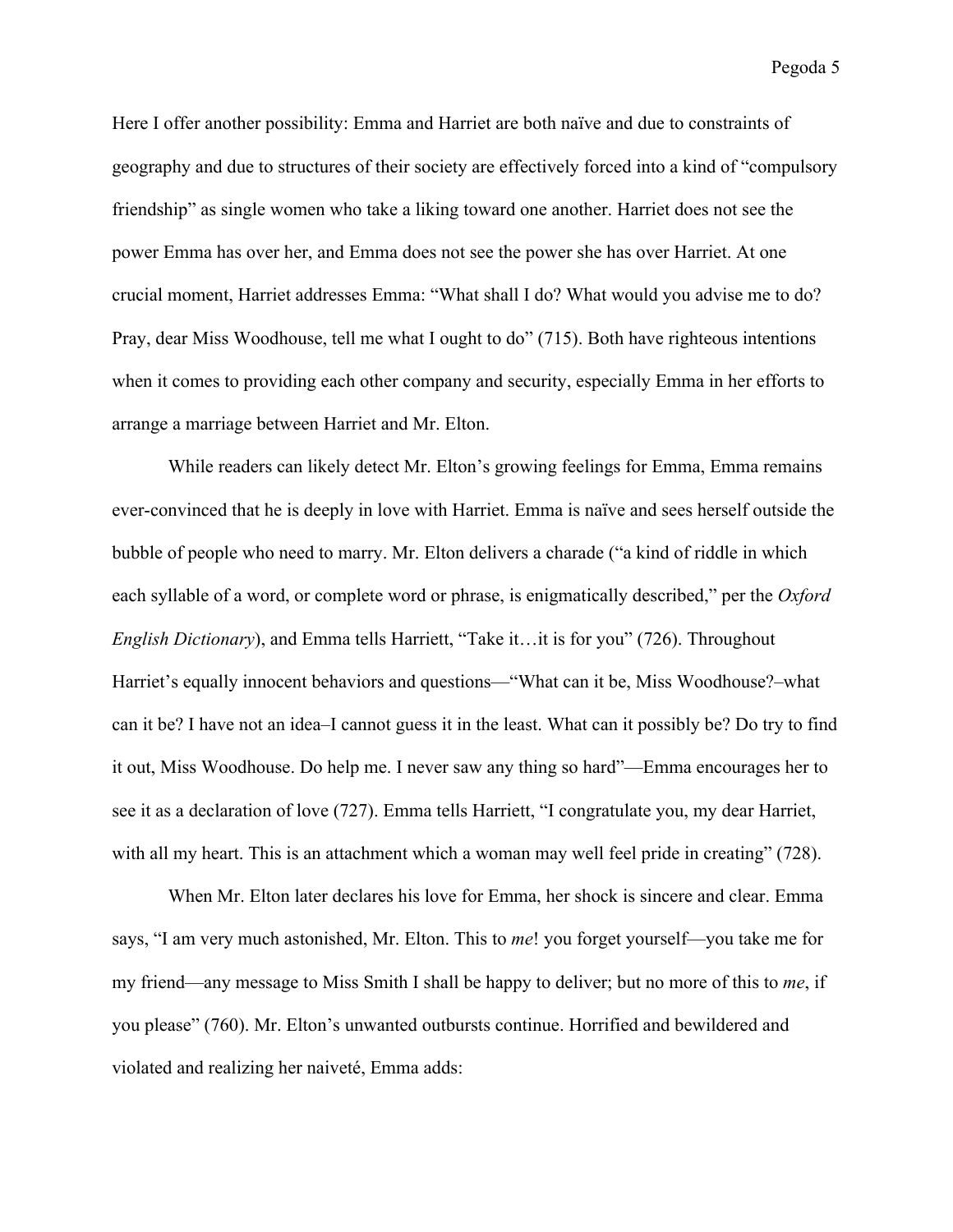Here I offer another possibility: Emma and Harriet are both naïve and due to constraints of geography and due to structures of their society are effectively forced into a kind of "compulsory friendship" as single women who take a liking toward one another. Harriet does not see the power Emma has over her, and Emma does not see the power she has over Harriet. At one crucial moment, Harriet addresses Emma: "What shall I do? What would you advise me to do? Pray, dear Miss Woodhouse, tell me what I ought to do" (715). Both have righteous intentions when it comes to providing each other company and security, especially Emma in her efforts to arrange a marriage between Harriet and Mr. Elton.

While readers can likely detect Mr. Elton's growing feelings for Emma, Emma remains ever-convinced that he is deeply in love with Harriet. Emma is naïve and sees herself outside the bubble of people who need to marry. Mr. Elton delivers a charade ("a kind of riddle in which each syllable of a word, or complete word or phrase, is enigmatically described," per the *Oxford English Dictionary*), and Emma tells Harriett, "Take it…it is for you" (726). Throughout Harriet's equally innocent behaviors and questions—"What can it be, Miss Woodhouse?–what can it be? I have not an idea–I cannot guess it in the least. What can it possibly be? Do try to find it out, Miss Woodhouse. Do help me. I never saw any thing so hard"—Emma encourages her to see it as a declaration of love (727). Emma tells Harriett, "I congratulate you, my dear Harriet, with all my heart. This is an attachment which a woman may well feel pride in creating" (728).

When Mr. Elton later declares his love for Emma, her shock is sincere and clear. Emma says, "I am very much astonished, Mr. Elton. This to *me*! you forget yourself—you take me for my friend—any message to Miss Smith I shall be happy to deliver; but no more of this to *me*, if you please" (760). Mr. Elton's unwanted outbursts continue. Horrified and bewildered and violated and realizing her naiveté, Emma adds: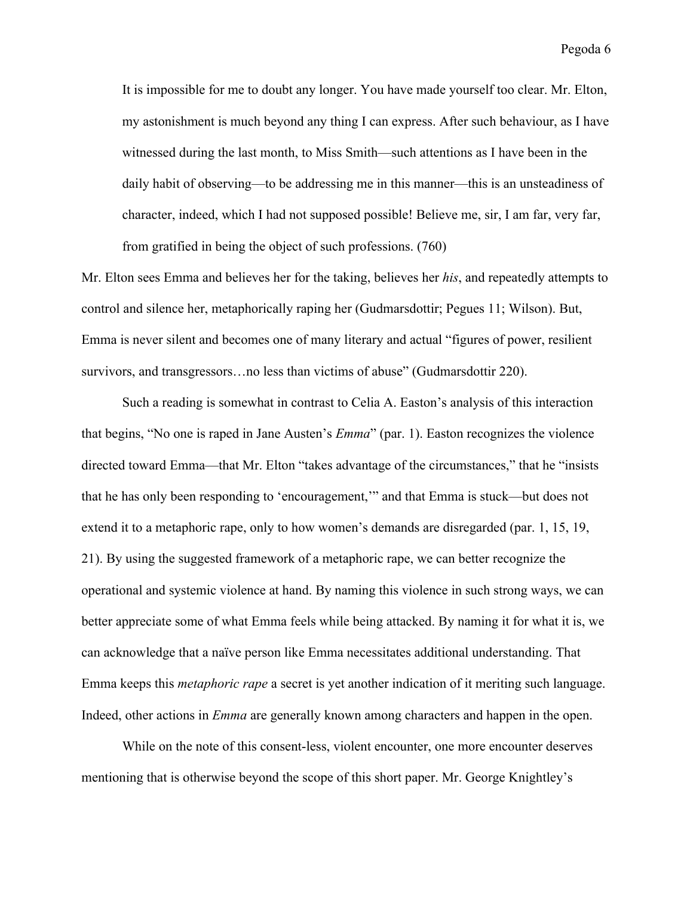> It is impossible for me to doubt any longer. You have made yourself too clear. Mr. Elton, my astonishment is much beyond any thing I can express. After such behaviour, as I have witnessed during the last month, to Miss Smith—such attentions as I have been in the daily habit of observing—to be addressing me in this manner—this is an unsteadiness of character, indeed, which I had not supposed possible! Believe me, sir, I am far, very far, from gratified in being the object of such professions. (760)

Mr. Elton sees Emma and believes her for the taking, believes her *his*, and repeatedly attempts to control and silence her, metaphorically raping her (Gudmarsdottir; Pegues 11; Wilson). But, Emma is never silent and becomes one of many literary and actual "figures of power, resilient survivors, and transgressors…no less than victims of abuse" (Gudmarsdottir 220).

Such a reading is somewhat in contrast to Celia A. Easton's analysis of this interaction that begins, "No one is raped in Jane Austen's *Emma*" (par. 1). Easton recognizes the violence directed toward Emma—that Mr. Elton "takes advantage of the circumstances," that he "insists that he has only been responding to 'encouragement,'" and that Emma is stuck—but does not extend it to a metaphoric rape, only to how women's demands are disregarded (par. 1, 15, 19, 21). By using the suggested framework of a metaphoric rape, we can better recognize the operational and systemic violence at hand. By naming this violence in such strong ways, we can better appreciate some of what Emma feels while being attacked. By naming it for what it is, we can acknowledge that a naïve person like Emma necessitates additional understanding. That Emma keeps this *metaphoric rape* a secret is yet another indication of it meriting such language. Indeed, other actions in *Emma* are generally known among characters and happen in the open.

While on the note of this consent-less, violent encounter, one more encounter deserves mentioning that is otherwise beyond the scope of this short paper. Mr. George Knightley's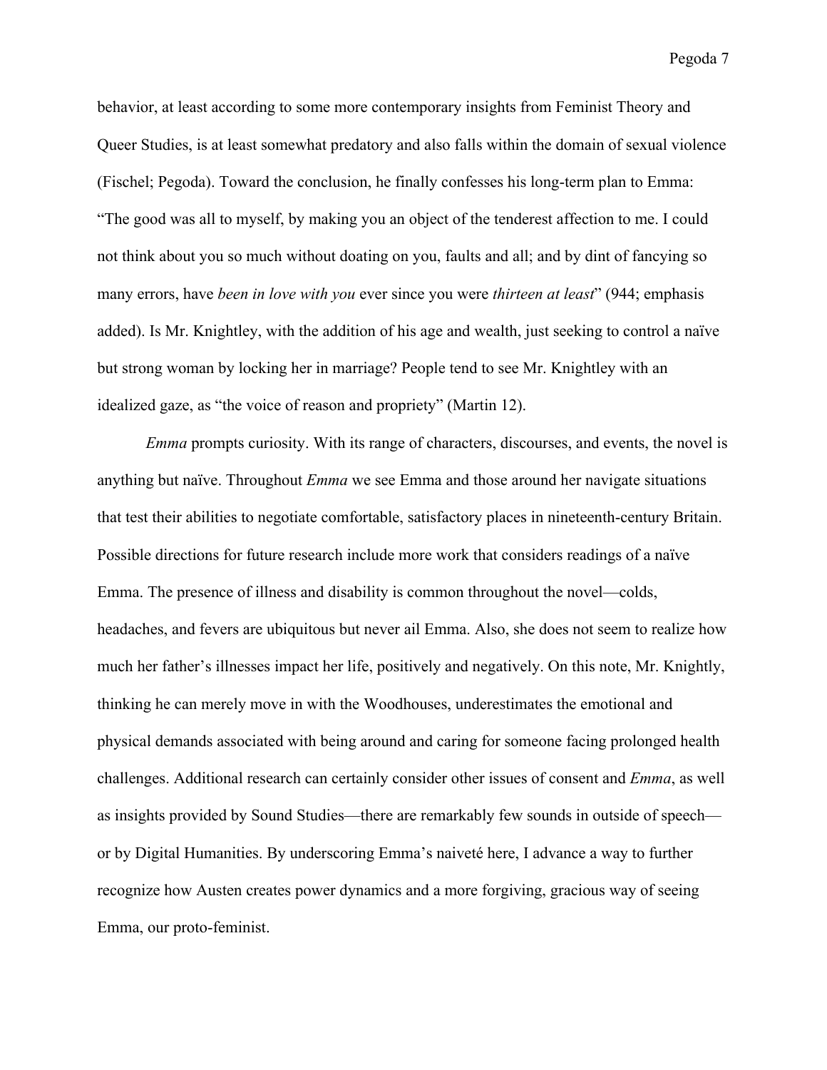behavior, at least according to some more contemporary insights from Feminist Theory and Queer Studies, is at least somewhat predatory and also falls within the domain of sexual violence (Fischel; Pegoda). Toward the conclusion, he finally confesses his long-term plan to Emma: "The good was all to myself, by making you an object of the tenderest affection to me. I could not think about you so much without doating on you, faults and all; and by dint of fancying so many errors, have *been in love with you* ever since you were *thirteen at least*" (944; emphasis added). Is Mr. Knightley, with the addition of his age and wealth, just seeking to control a naïve but strong woman by locking her in marriage? People tend to see Mr. Knightley with an idealized gaze, as "the voice of reason and propriety" (Martin 12).

*Emma* prompts curiosity. With its range of characters, discourses, and events, the novel is anything but naïve. Throughout *Emma* we see Emma and those around her navigate situations that test their abilities to negotiate comfortable, satisfactory places in nineteenth-century Britain. Possible directions for future research include more work that considers readings of a naïve Emma. The presence of illness and disability is common throughout the novel—colds, headaches, and fevers are ubiquitous but never ail Emma. Also, she does not seem to realize how much her father's illnesses impact her life, positively and negatively. On this note, Mr. Knightly, thinking he can merely move in with the Woodhouses, underestimates the emotional and physical demands associated with being around and caring for someone facing prolonged health challenges. Additional research can certainly consider other issues of consent and *Emma*, as well as insights provided by Sound Studies—there are remarkably few sounds in outside of speech—or by Digital Humanities. By underscoring Emma's naiveté here, I advance a way to further recognize how Austen creates power dynamics and a more forgiving, gracious way of seeing Emma, our proto-feminist.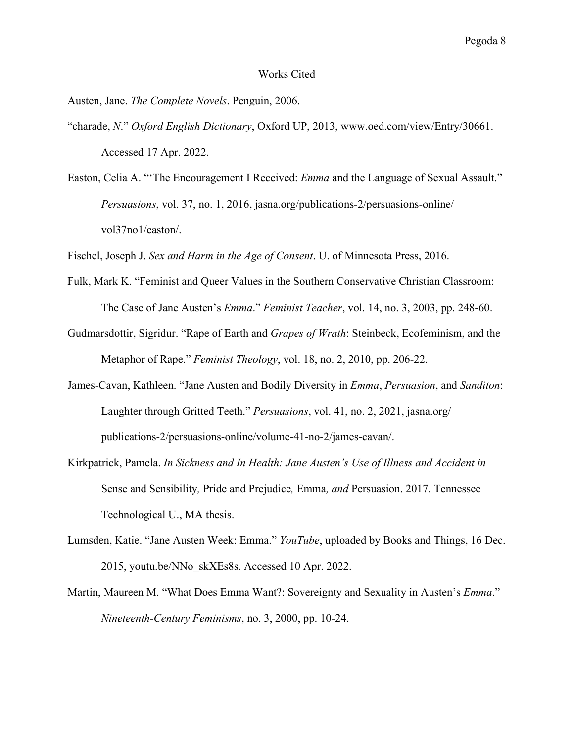# Works Cited

Austen, Jane. *The Complete Novels*. Penguin, 2006.

"charade, *N*." *Oxford English Dictionary*, Oxford UP, 2013, www.oed.com/view/Entry/30661. Accessed 17 Apr. 2022.

Easton, Celia A. "'The Encouragement I Received: *Emma* and the Language of Sexual Assault." *Persuasions*, vol. 37, no. 1, 2016, jasna.org/publications-2/persuasions-online/vol37no1/easton/.

Fischel, Joseph J. *Sex and Harm in the Age of Consent*. U. of Minnesota Press, 2016.

Fulk, Mark K. "Feminist and Queer Values in the Southern Conservative Christian Classroom: The Case of Jane Austen's *Emma*." *Feminist Teacher*, vol. 14, no. 3, 2003, pp. 248-60.

Gudmarsdottir, Sigridur. "Rape of Earth and *Grapes of Wrath*: Steinbeck, Ecofeminism, and the Metaphor of Rape." *Feminist Theology*, vol. 18, no. 2, 2010, pp. 206-22.

James-Cavan, Kathleen. "Jane Austen and Bodily Diversity in *Emma*, *Persuasion*, and *Sanditon*: Laughter through Gritted Teeth." *Persuasions*, vol. 41, no. 2, 2021, jasna.org/publications-2/persuasions-online/volume-41-no-2/james-cavan/.

Kirkpatrick, Pamela. *In Sickness and In Health: Jane Austen's Use of Illness and Accident in* Sense and Sensibility*,* Pride and Prejudice*,* Emma*, and* Persuasion. 2017. Tennessee Technological U., MA thesis.

Lumsden, Katie. "Jane Austen Week: Emma." *YouTube*, uploaded by Books and Things, 16 Dec. 2015, youtu.be/NNo_skXEs8s. Accessed 10 Apr. 2022.

Martin, Maureen M. "What Does Emma Want?: Sovereignty and Sexuality in Austen's *Emma*." *Nineteenth-Century Feminisms*, no. 3, 2000, pp. 10-24.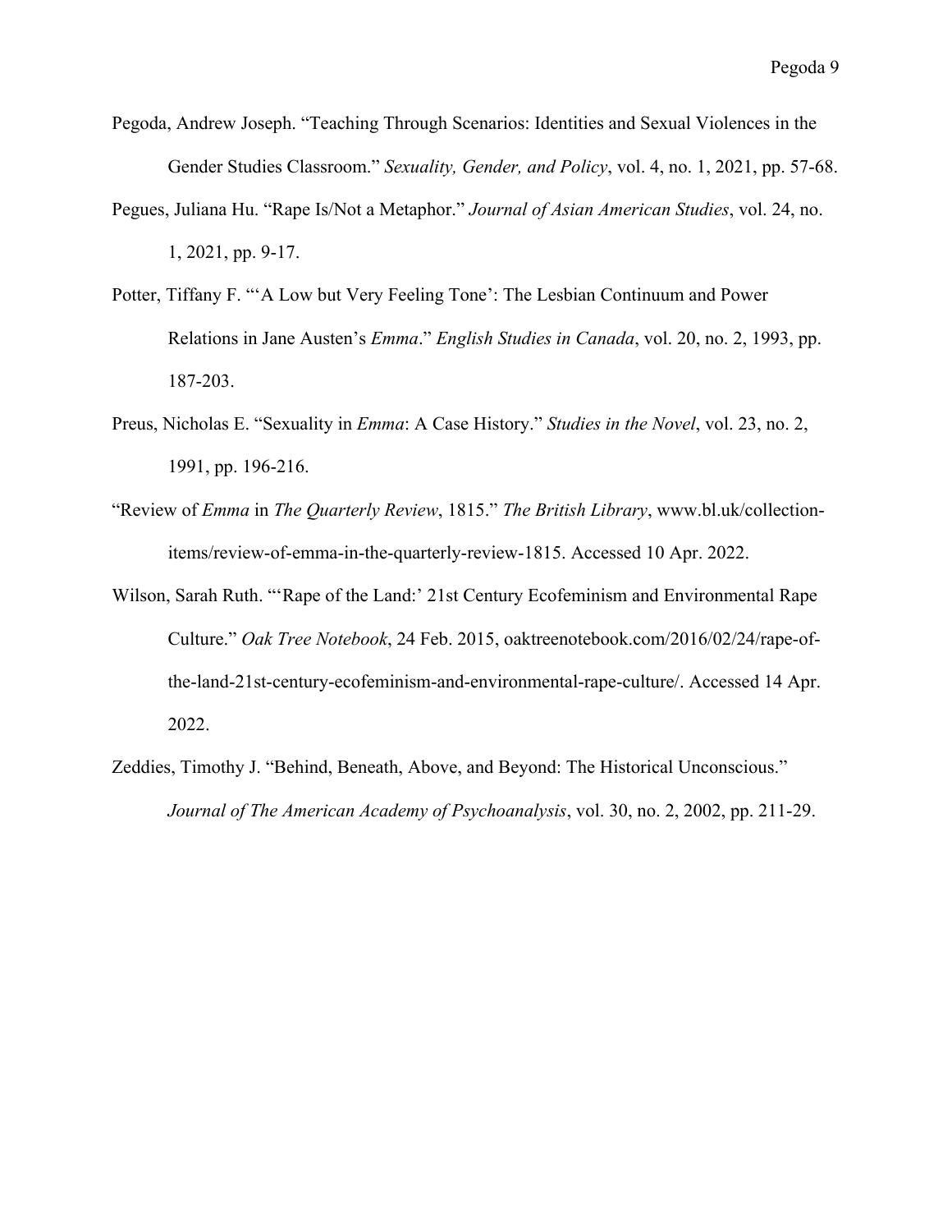Pegoda, Andrew Joseph. "Teaching Through Scenarios: Identities and Sexual Violences in the Gender Studies Classroom." *Sexuality, Gender, and Policy*, vol. 4, no. 1, 2021, pp. 57-68.

Pegues, Juliana Hu. "Rape Is/Not a Metaphor." *Journal of Asian American Studies*, vol. 24, no. 1, 2021, pp. 9-17.

Potter, Tiffany F. "'A Low but Very Feeling Tone': The Lesbian Continuum and Power Relations in Jane Austen's *Emma*." *English Studies in Canada*, vol. 20, no. 2, 1993, pp. 187-203.

Preus, Nicholas E. "Sexuality in *Emma*: A Case History." *Studies in the Novel*, vol. 23, no. 2, 1991, pp. 196-216.

"Review of *Emma* in *The Quarterly Review*, 1815." *The British Library*, www.bl.uk/collection-items/review-of-emma-in-the-quarterly-review-1815. Accessed 10 Apr. 2022.

Wilson, Sarah Ruth. "'Rape of the Land:' 21st Century Ecofeminism and Environmental Rape Culture." *Oak Tree Notebook*, 24 Feb. 2015, oaktreenotebook.com/2016/02/24/rape-of-the-land-21st-century-ecofeminism-and-environmental-rape-culture/. Accessed 14 Apr. 2022.

Zeddies, Timothy J. "Behind, Beneath, Above, and Beyond: The Historical Unconscious." *Journal of The American Academy of Psychoanalysis*, vol. 30, no. 2, 2002, pp. 211-29.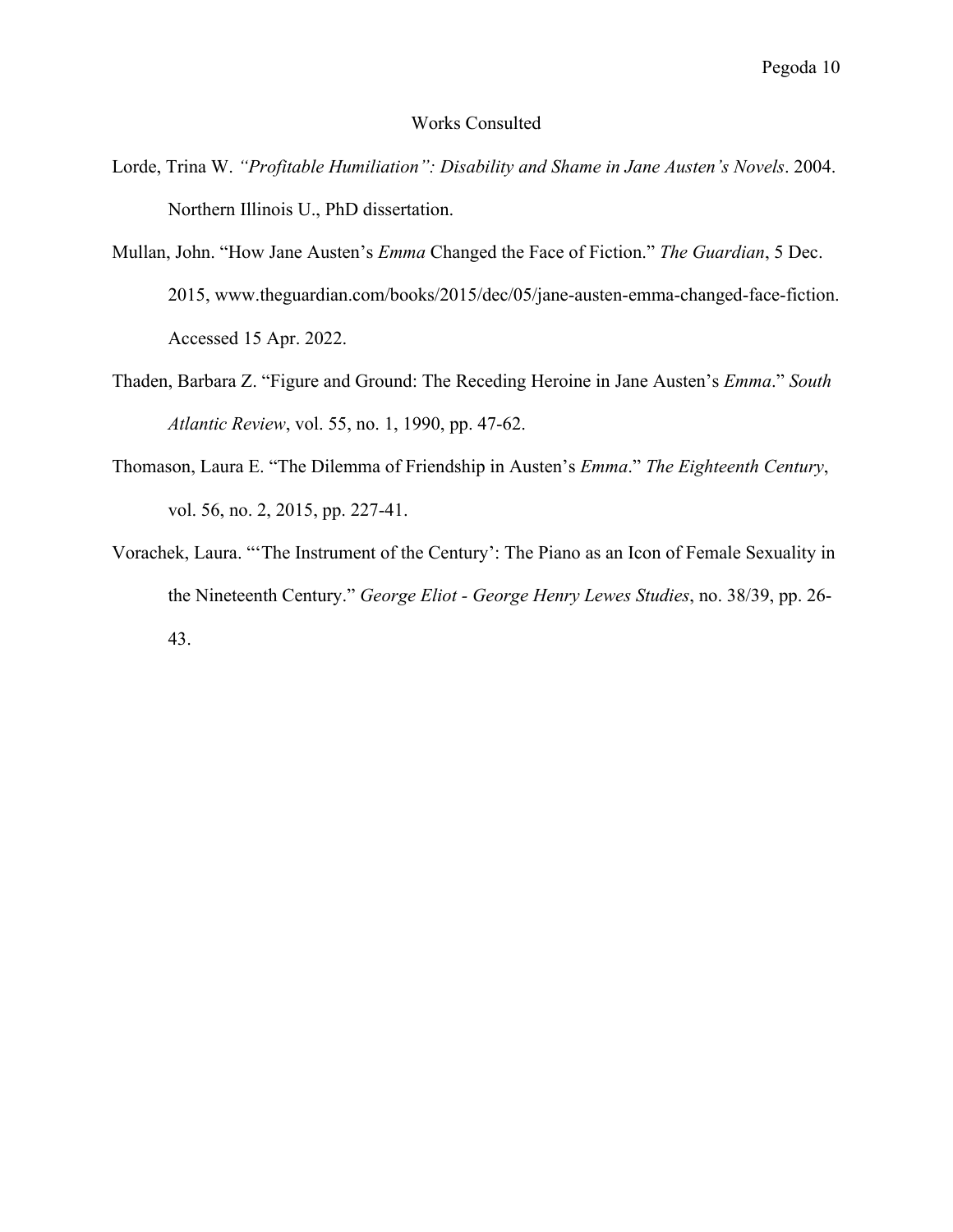# Works Consulted

Lorde, Trina W. *"Profitable Humiliation": Disability and Shame in Jane Austen's Novels*. 2004. Northern Illinois U., PhD dissertation.

Mullan, John. "How Jane Austen's *Emma* Changed the Face of Fiction." *The Guardian*, 5 Dec. 2015, www.theguardian.com/books/2015/dec/05/jane-austen-emma-changed-face-fiction. Accessed 15 Apr. 2022.

Thaden, Barbara Z. "Figure and Ground: The Receding Heroine in Jane Austen's *Emma*." *South Atlantic Review*, vol. 55, no. 1, 1990, pp. 47-62.

Thomason, Laura E. "The Dilemma of Friendship in Austen's *Emma*." *The Eighteenth Century*, vol. 56, no. 2, 2015, pp. 227-41.

Vorachek, Laura. "'The Instrument of the Century': The Piano as an Icon of Female Sexuality in the Nineteenth Century." *George Eliot - George Henry Lewes Studies*, no. 38/39, pp. 26-43.